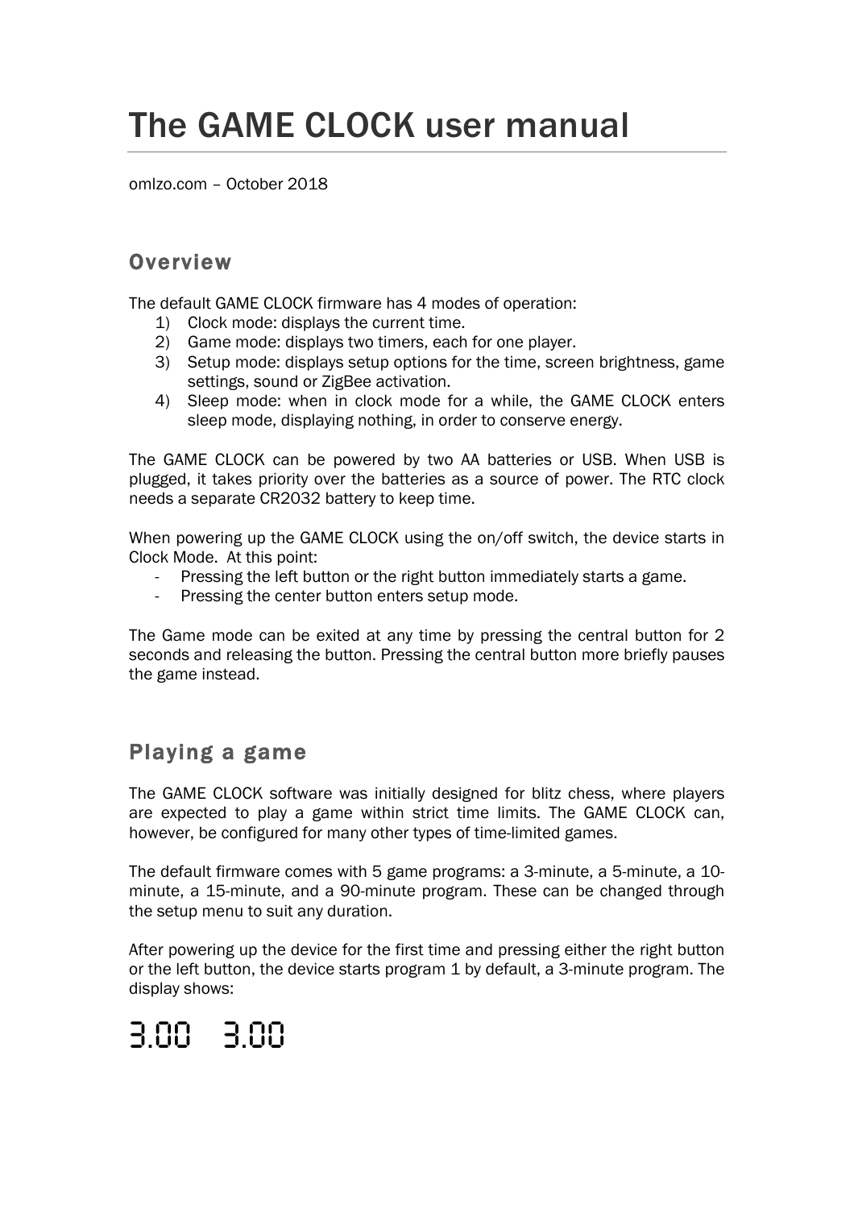# The GAME CLOCK user manual

omlzo.com – October 2018

## Overview

The default GAME CLOCK firmware has 4 modes of operation:

1) Clock mode: displays the current time.
2) Game mode: displays two timers, each for one player.
3) Setup mode: displays setup options for the time, screen brightness, game settings, sound or ZigBee activation.
4) Sleep mode: when in clock mode for a while, the GAME CLOCK enters sleep mode, displaying nothing, in order to conserve energy.

The GAME CLOCK can be powered by two AA batteries or USB. When USB is plugged, it takes priority over the batteries as a source of power. The RTC clock needs a separate CR2032 battery to keep time.

When powering up the GAME CLOCK using the on/off switch, the device starts in Clock Mode. At this point:

- Pressing the left button or the right button immediately starts a game.
- Pressing the center button enters setup mode.

The Game mode can be exited at any time by pressing the central button for 2 seconds and releasing the button. Pressing the central button more briefly pauses the game instead.

## Playing a game

The GAME CLOCK software was initially designed for blitz chess, where players are expected to play a game within strict time limits. The GAME CLOCK can, however, be configured for many other types of time-limited games.

The default firmware comes with 5 game programs: a 3-minute, a 5-minute, a 10-minute, a 15-minute, and a 90-minute program. These can be changed through the setup menu to suit any duration.

After powering up the device for the first time and pressing either the right button or the left button, the device starts program 1 by default, a 3-minute program. The display shows:

3.00 3.00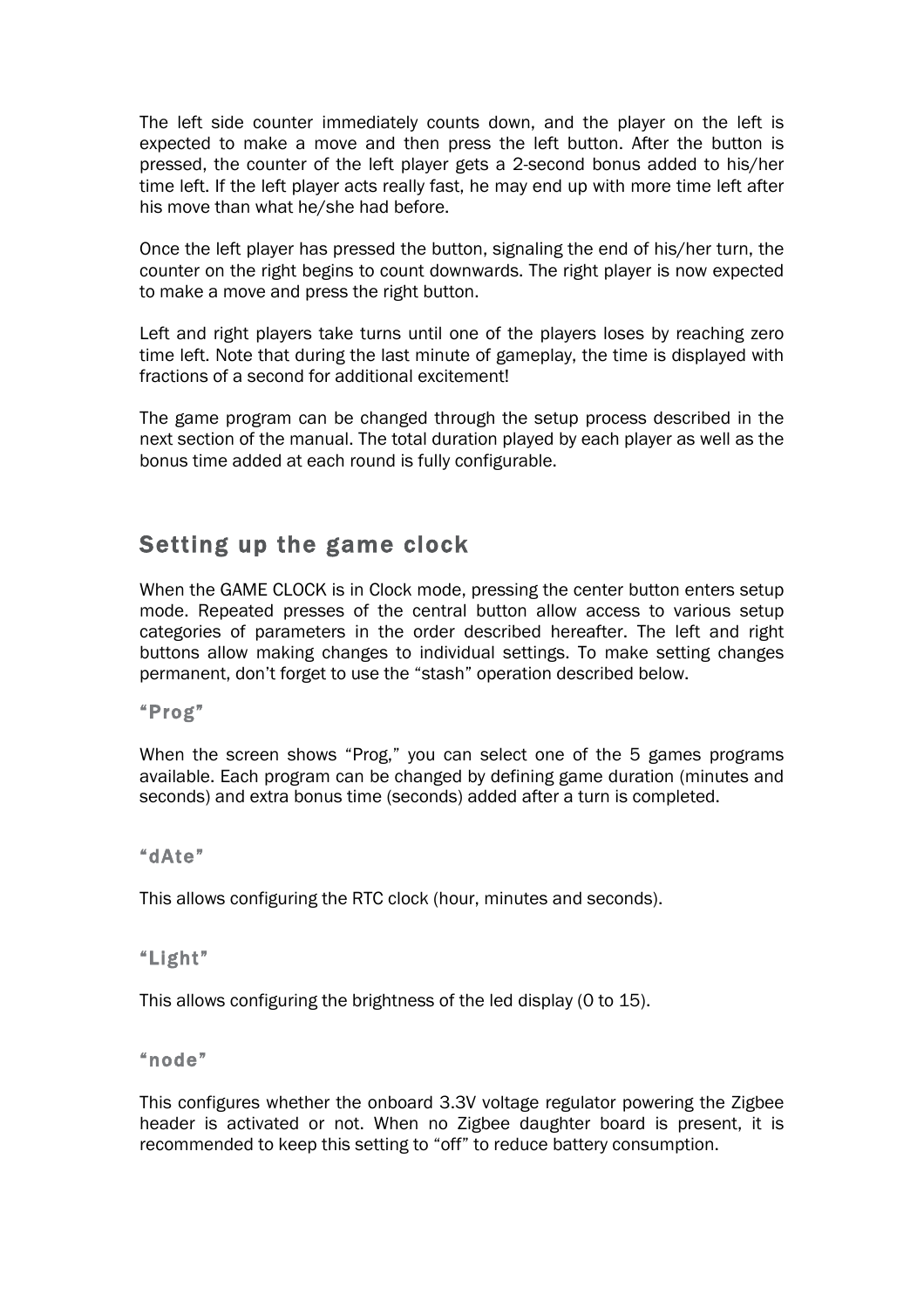The left side counter immediately counts down, and the player on the left is expected to make a move and then press the left button. After the button is pressed, the counter of the left player gets a 2-second bonus added to his/her time left. If the left player acts really fast, he may end up with more time left after his move than what he/she had before.

Once the left player has pressed the button, signaling the end of his/her turn, the counter on the right begins to count downwards. The right player is now expected to make a move and press the right button.

Left and right players take turns until one of the players loses by reaching zero time left. Note that during the last minute of gameplay, the time is displayed with fractions of a second for additional excitement!

The game program can be changed through the setup process described in the next section of the manual. The total duration played by each player as well as the bonus time added at each round is fully configurable.

## Setting up the game clock

When the GAME CLOCK is in Clock mode, pressing the center button enters setup mode. Repeated presses of the central button allow access to various setup categories of parameters in the order described hereafter. The left and right buttons allow making changes to individual settings. To make setting changes permanent, don't forget to use the "stash" operation described below.

### "Prog"

When the screen shows "Prog," you can select one of the 5 games programs available. Each program can be changed by defining game duration (minutes and seconds) and extra bonus time (seconds) added after a turn is completed.

### "dAte"

This allows configuring the RTC clock (hour, minutes and seconds).

### "Light"

This allows configuring the brightness of the led display (0 to 15).

### "node"

This configures whether the onboard 3.3V voltage regulator powering the Zigbee header is activated or not. When no Zigbee daughter board is present, it is recommended to keep this setting to "off" to reduce battery consumption.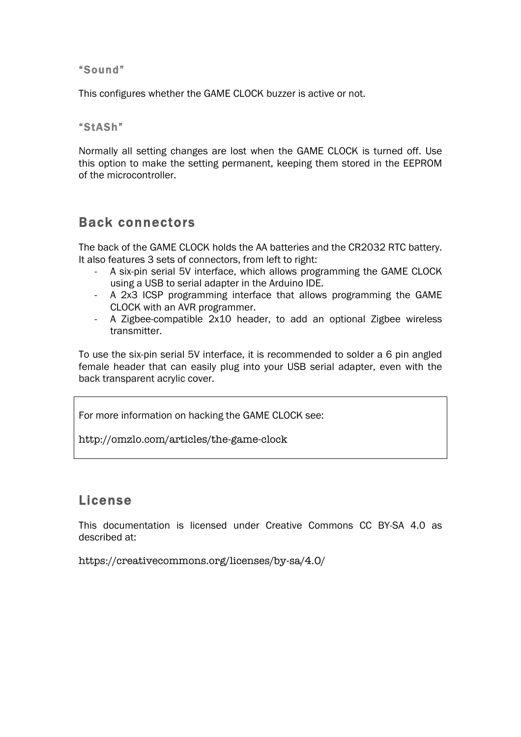### "Sound"

This configures whether the GAME CLOCK buzzer is active or not.

### "StASh"

Normally all setting changes are lost when the GAME CLOCK is turned off. Use this option to make the setting permanent, keeping them stored in the EEPROM of the microcontroller.

## Back connectors

The back of the GAME CLOCK holds the AA batteries and the CR2032 RTC battery. It also features 3 sets of connectors, from left to right:

- A six-pin serial 5V interface, which allows programming the GAME CLOCK using a USB to serial adapter in the Arduino IDE.
- A 2x3 ICSP programming interface that allows programming the GAME CLOCK with an AVR programmer.
- A Zigbee-compatible 2x10 header, to add an optional Zigbee wireless transmitter.

To use the six-pin serial 5V interface, it is recommended to solder a 6 pin angled female header that can easily plug into your USB serial adapter, even with the back transparent acrylic cover.

For more information on hacking the GAME CLOCK see:

http://omzlo.com/articles/the-game-clock

## License

This documentation is licensed under Creative Commons CC BY-SA 4.0 as described at:

https://creativecommons.org/licenses/by-sa/4.0/